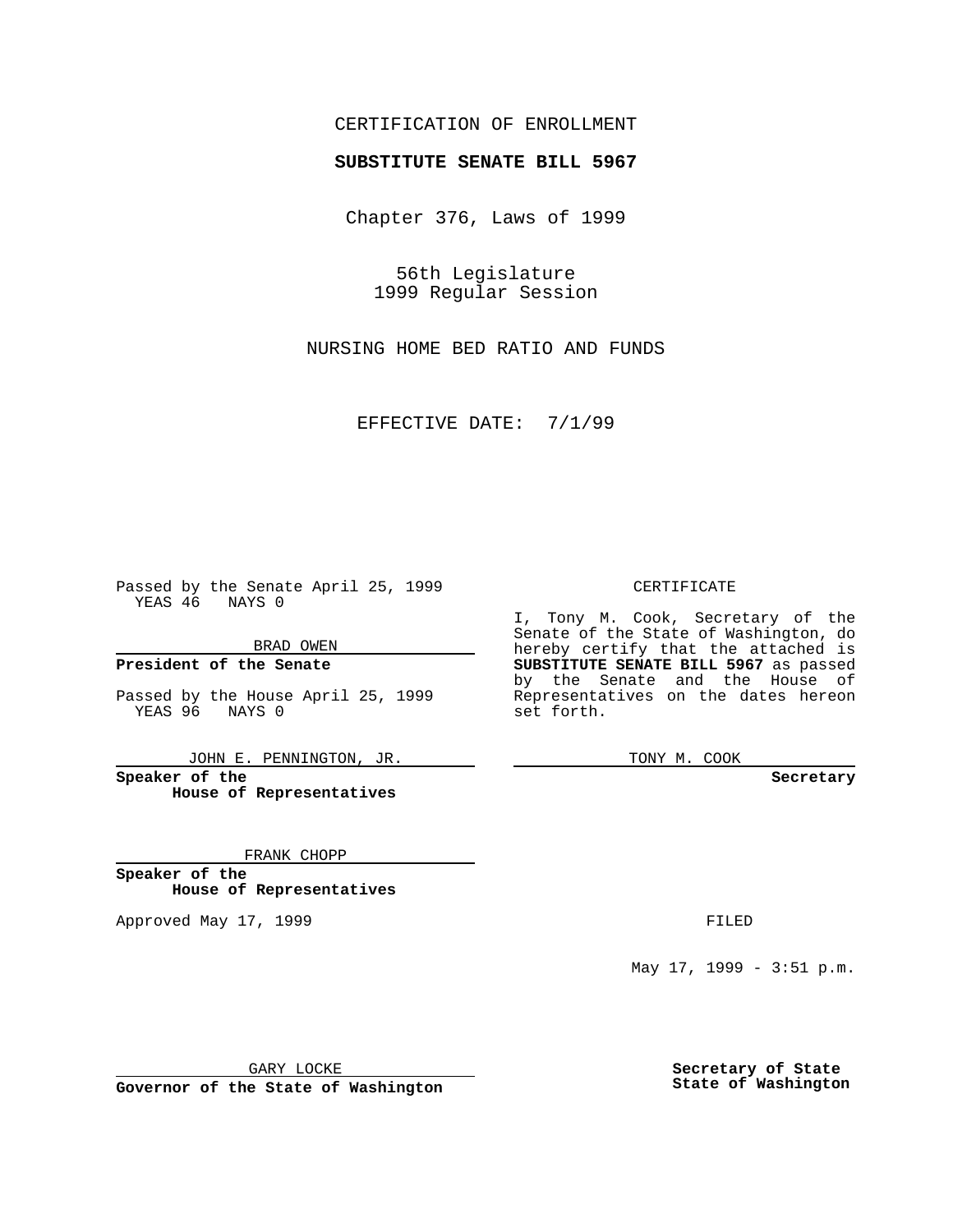CERTIFICATION OF ENROLLMENT

**SUBSTITUTE SENATE BILL 5967**

Chapter 376, Laws of 1999

56th Legislature
1999 Regular Session

NURSING HOME BED RATIO AND FUNDS

EFFECTIVE DATE: 7/1/99

Passed by the Senate April 25, 1999
YEAS 46 NAYS 0

BRAD OWEN

**President of the Senate**

Passed by the House April 25, 1999
YEAS 96 NAYS 0

JOHN E. PENNINGTON, JR.

**Speaker of the House of Representatives**

FRANK CHOPP

**Speaker of the House of Representatives**

Approved May 17, 1999

GARY LOCKE

**Governor of the State of Washington**

CERTIFICATE

I, Tony M. Cook, Secretary of the Senate of the State of Washington, do hereby certify that the attached is **SUBSTITUTE SENATE BILL 5967** as passed by the Senate and the House of Representatives on the dates hereon set forth.

TONY M. COOK

**Secretary**

FILED

May 17, 1999 - 3:51 p.m.

**Secretary of State**
**State of Washington**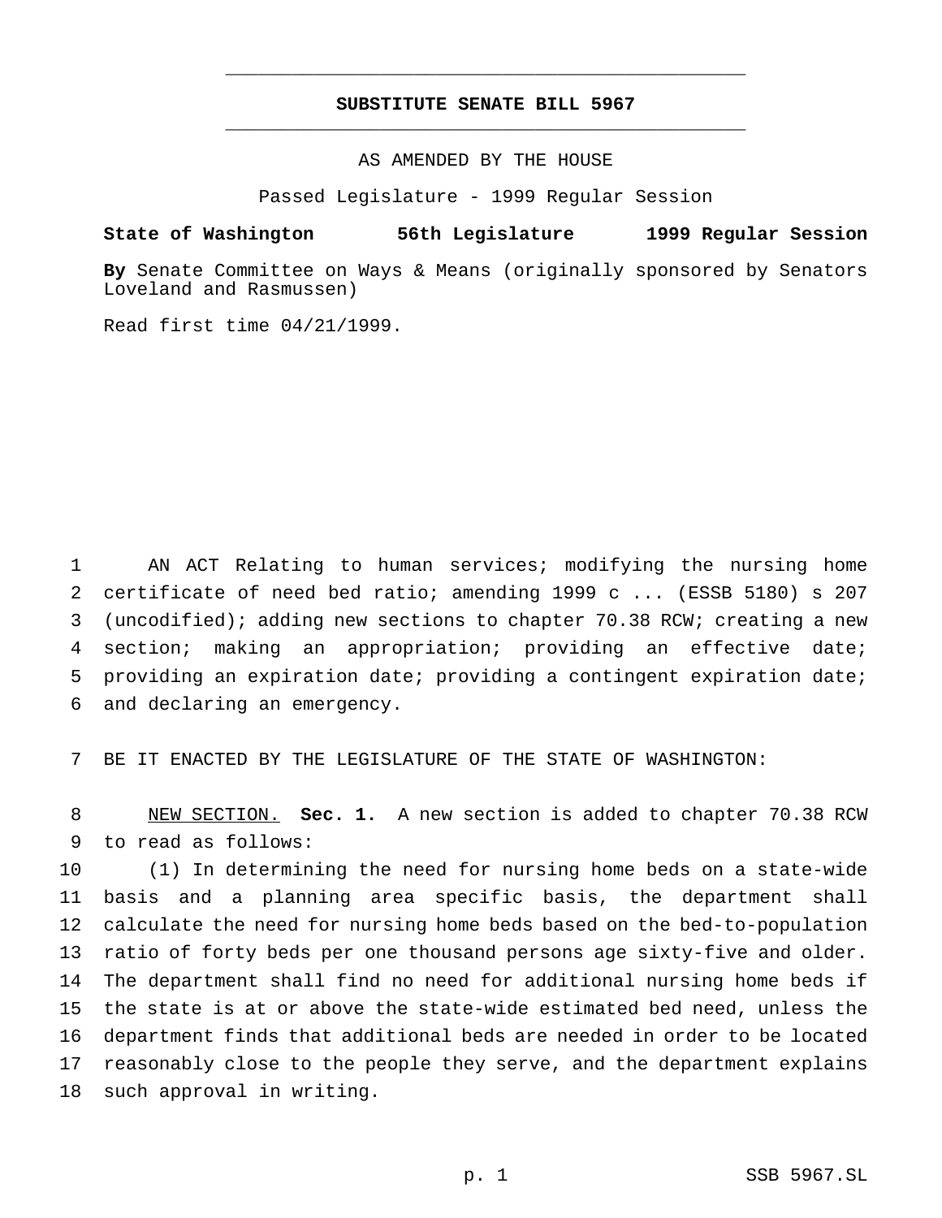# SUBSTITUTE SENATE BILL 5967

AS AMENDED BY THE HOUSE

Passed Legislature - 1999 Regular Session

**State of Washington 56th Legislature 1999 Regular Session**

**By** Senate Committee on Ways & Means (originally sponsored by Senators Loveland and Rasmussen)

Read first time 04/21/1999.

AN ACT Relating to human services; modifying the nursing home certificate of need bed ratio; amending 1999 c ... (ESSB 5180) s 207 (uncodified); adding new sections to chapter 70.38 RCW; creating a new section; making an appropriation; providing an effective date; providing an expiration date; providing a contingent expiration date; and declaring an emergency.

BE IT ENACTED BY THE LEGISLATURE OF THE STATE OF WASHINGTON:

NEW SECTION. **Sec. 1.** A new section is added to chapter 70.38 RCW to read as follows:

(1) In determining the need for nursing home beds on a state-wide basis and a planning area specific basis, the department shall calculate the need for nursing home beds based on the bed-to-population ratio of forty beds per one thousand persons age sixty-five and older. The department shall find no need for additional nursing home beds if the state is at or above the state-wide estimated bed need, unless the department finds that additional beds are needed in order to be located reasonably close to the people they serve, and the department explains such approval in writing.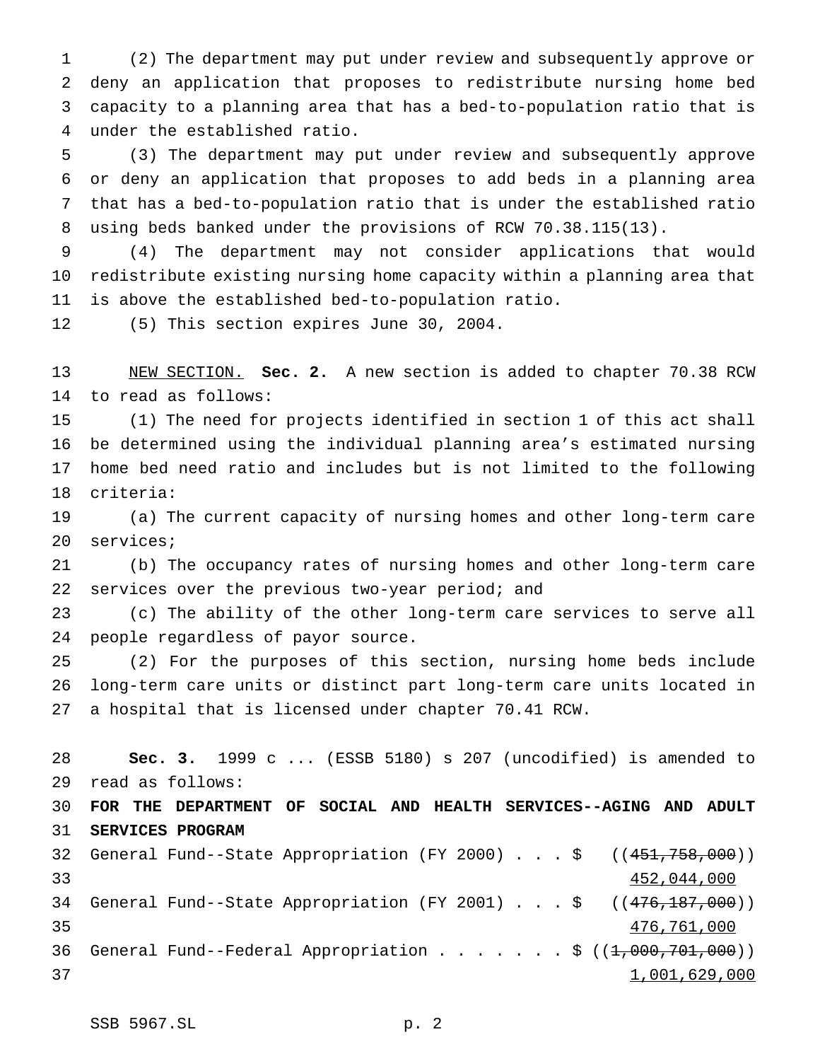(2) The department may put under review and subsequently approve or deny an application that proposes to redistribute nursing home bed capacity to a planning area that has a bed-to-population ratio that is under the established ratio.

(3) The department may put under review and subsequently approve or deny an application that proposes to add beds in a planning area that has a bed-to-population ratio that is under the established ratio using beds banked under the provisions of RCW 70.38.115(13).

(4) The department may not consider applications that would redistribute existing nursing home capacity within a planning area that is above the established bed-to-population ratio.

(5) This section expires June 30, 2004.

NEW SECTION. **Sec. 2.** A new section is added to chapter 70.38 RCW to read as follows:

(1) The need for projects identified in section 1 of this act shall be determined using the individual planning area's estimated nursing home bed need ratio and includes but is not limited to the following criteria:

(a) The current capacity of nursing homes and other long-term care services;

(b) The occupancy rates of nursing homes and other long-term care services over the previous two-year period; and

(c) The ability of the other long-term care services to serve all people regardless of payor source.

(2) For the purposes of this section, nursing home beds include long-term care units or distinct part long-term care units located in a hospital that is licensed under chapter 70.41 RCW.

**Sec. 3.** 1999 c ... (ESSB 5180) s 207 (uncodified) is amended to read as follows:

**FOR THE DEPARTMENT OF SOCIAL AND HEALTH SERVICES--AGING AND ADULT SERVICES PROGRAM**

General Fund--State Appropriation (FY 2000) . . . $ ((~~451,758,000~~))
452,044,000

General Fund--State Appropriation (FY 2001) . . . $ ((~~476,187,000~~))
476,761,000

General Fund--Federal Appropriation . . . . . . . $ ((~~1,000,701,000~~))
1,001,629,000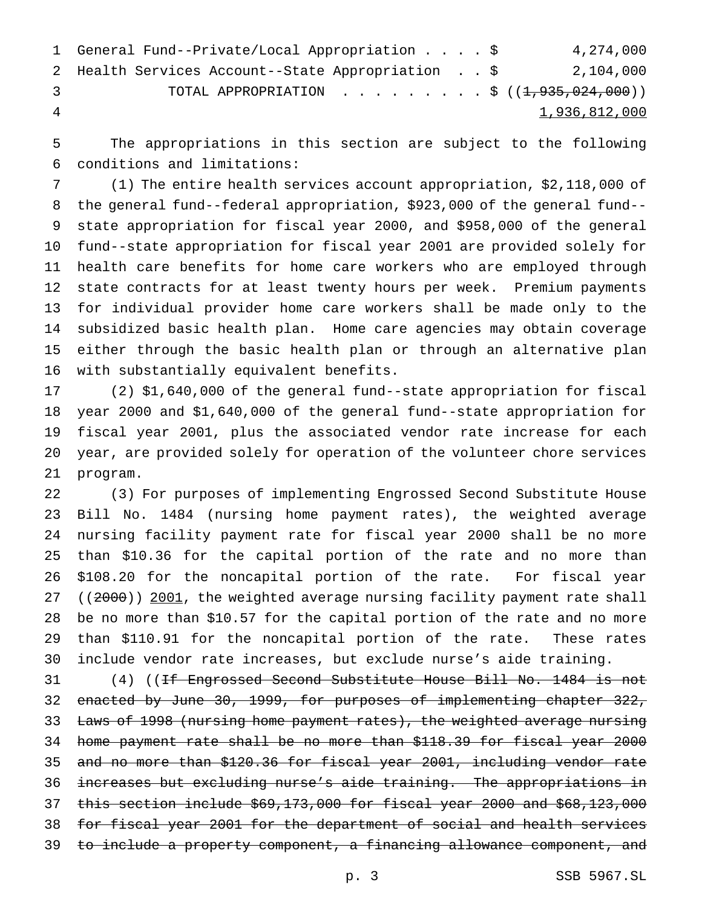General Fund--Private/Local Appropriation . . . . $ 4,274,000
Health Services Account--State Appropriation . . $ 2,104,000
TOTAL APPROPRIATION . . . . . . . . . $ ((~~1,935,024,000~~))
1,936,812,000

The appropriations in this section are subject to the following conditions and limitations:

(1) The entire health services account appropriation, $2,118,000 of the general fund--federal appropriation, $923,000 of the general fund--state appropriation for fiscal year 2000, and $958,000 of the general fund--state appropriation for fiscal year 2001 are provided solely for health care benefits for home care workers who are employed through state contracts for at least twenty hours per week. Premium payments for individual provider home care workers shall be made only to the subsidized basic health plan. Home care agencies may obtain coverage either through the basic health plan or through an alternative plan with substantially equivalent benefits.

(2) $1,640,000 of the general fund--state appropriation for fiscal year 2000 and $1,640,000 of the general fund--state appropriation for fiscal year 2001, plus the associated vendor rate increase for each year, are provided solely for operation of the volunteer chore services program.

(3) For purposes of implementing Engrossed Second Substitute House Bill No. 1484 (nursing home payment rates), the weighted average nursing facility payment rate for fiscal year 2000 shall be no more than $10.36 for the capital portion of the rate and no more than $108.20 for the noncapital portion of the rate. For fiscal year ((~~2000~~)) 2001, the weighted average nursing facility payment rate shall be no more than $10.57 for the capital portion of the rate and no more than $110.91 for the noncapital portion of the rate. These rates include vendor rate increases, but exclude nurse's aide training.

(4) ((~~If Engrossed Second Substitute House Bill No. 1484 is not enacted by June 30, 1999, for purposes of implementing chapter 322, Laws of 1998 (nursing home payment rates), the weighted average nursing home payment rate shall be no more than $118.39 for fiscal year 2000 and no more than $120.36 for fiscal year 2001, including vendor rate increases but excluding nurse's aide training. The appropriations in this section include $69,173,000 for fiscal year 2000 and $68,123,000 for fiscal year 2001 for the department of social and health services to include a property component, a financing allowance component, and~~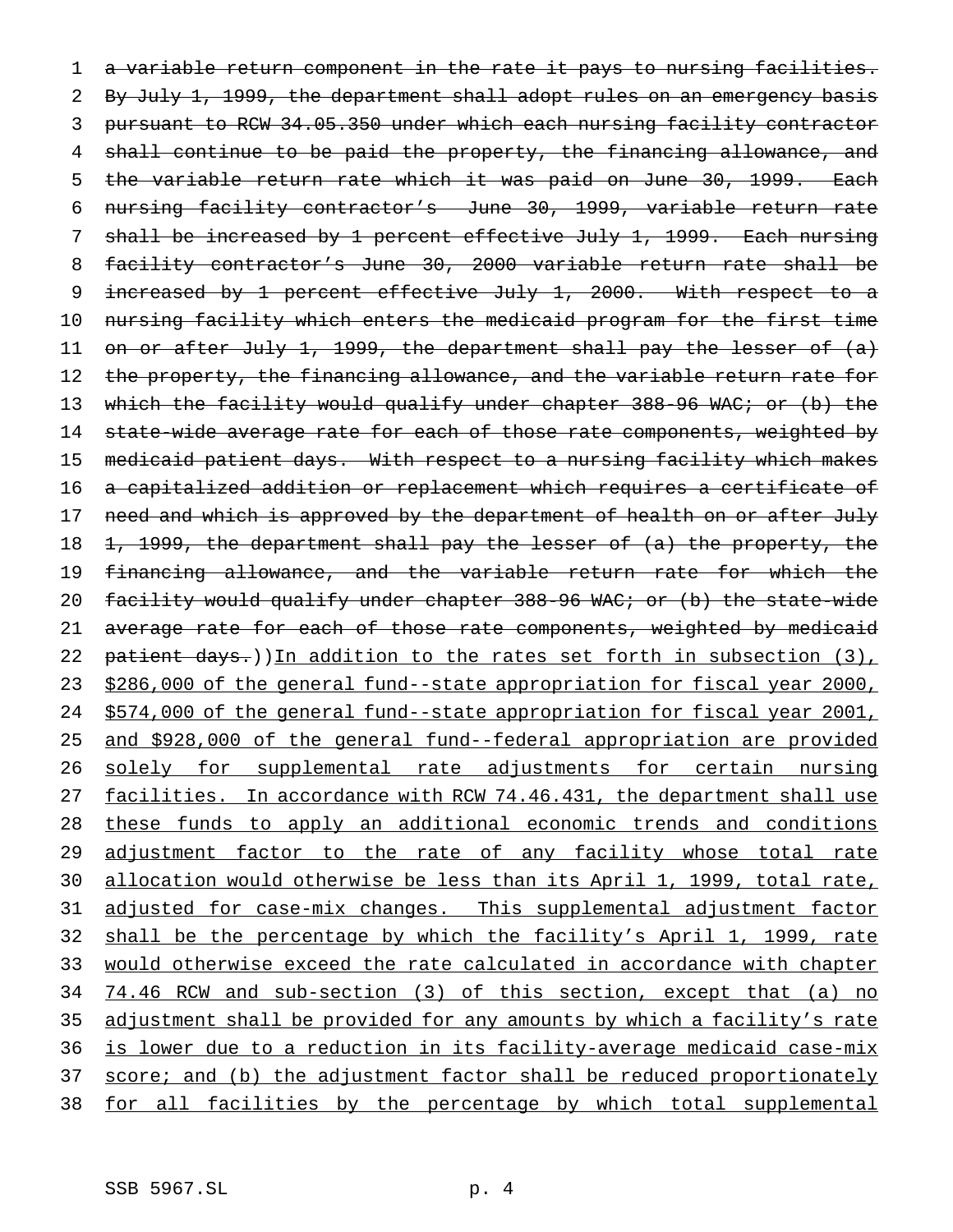~~a variable return component in the rate it pays to nursing facilities. By July 1, 1999, the department shall adopt rules on an emergency basis pursuant to RCW 34.05.350 under which each nursing facility contractor shall continue to be paid the property, the financing allowance, and the variable return rate which it was paid on June 30, 1999. Each nursing facility contractor's June 30, 1999, variable return rate shall be increased by 1 percent effective July 1, 1999. Each nursing facility contractor's June 30, 2000 variable return rate shall be increased by 1 percent effective July 1, 2000. With respect to a nursing facility which enters the medicaid program for the first time on or after July 1, 1999, the department shall pay the lesser of (a) the property, the financing allowance, and the variable return rate for which the facility would qualify under chapter 388-96 WAC; or (b) the state-wide average rate for each of those rate components, weighted by medicaid patient days. With respect to a nursing facility which makes a capitalized addition or replacement which requires a certificate of need and which is approved by the department of health on or after July 1, 1999, the department shall pay the lesser of (a) the property, the financing allowance, and the variable return rate for which the facility would qualify under chapter 388-96 WAC; or (b) the state-wide average rate for each of those rate components, weighted by medicaid patient days.~~))<u>In addition to the rates set forth in subsection (3), $286,000 of the general fund--state appropriation for fiscal year 2000, $574,000 of the general fund--state appropriation for fiscal year 2001, and $928,000 of the general fund--federal appropriation are provided solely for supplemental rate adjustments for certain nursing facilities. In accordance with RCW 74.46.431, the department shall use these funds to apply an additional economic trends and conditions adjustment factor to the rate of any facility whose total rate allocation would otherwise be less than its April 1, 1999, total rate, adjusted for case-mix changes. This supplemental adjustment factor shall be the percentage by which the facility's April 1, 1999, rate would otherwise exceed the rate calculated in accordance with chapter 74.46 RCW and sub-section (3) of this section, except that (a) no adjustment shall be provided for any amounts by which a facility's rate is lower due to a reduction in its facility-average medicaid case-mix score; and (b) the adjustment factor shall be reduced proportionately for all facilities by the percentage by which total supplemental</u>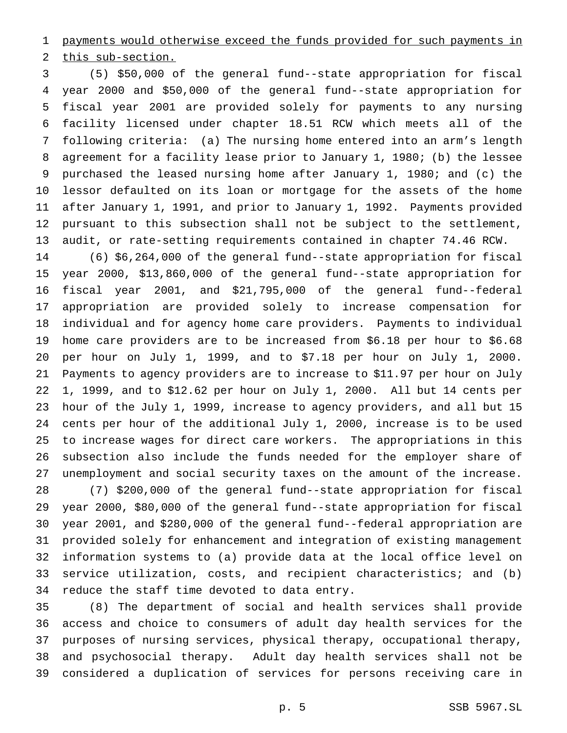payments would otherwise exceed the funds provided for such payments in this sub-section.

(5) $50,000 of the general fund--state appropriation for fiscal year 2000 and $50,000 of the general fund--state appropriation for fiscal year 2001 are provided solely for payments to any nursing facility licensed under chapter 18.51 RCW which meets all of the following criteria: (a) The nursing home entered into an arm's length agreement for a facility lease prior to January 1, 1980; (b) the lessee purchased the leased nursing home after January 1, 1980; and (c) the lessor defaulted on its loan or mortgage for the assets of the home after January 1, 1991, and prior to January 1, 1992. Payments provided pursuant to this subsection shall not be subject to the settlement, audit, or rate-setting requirements contained in chapter 74.46 RCW.

(6) $6,264,000 of the general fund--state appropriation for fiscal year 2000, $13,860,000 of the general fund--state appropriation for fiscal year 2001, and $21,795,000 of the general fund--federal appropriation are provided solely to increase compensation for individual and for agency home care providers. Payments to individual home care providers are to be increased from $6.18 per hour to $6.68 per hour on July 1, 1999, and to $7.18 per hour on July 1, 2000. Payments to agency providers are to increase to $11.97 per hour on July 1, 1999, and to $12.62 per hour on July 1, 2000. All but 14 cents per hour of the July 1, 1999, increase to agency providers, and all but 15 cents per hour of the additional July 1, 2000, increase is to be used to increase wages for direct care workers. The appropriations in this subsection also include the funds needed for the employer share of unemployment and social security taxes on the amount of the increase.

(7) $200,000 of the general fund--state appropriation for fiscal year 2000, $80,000 of the general fund--state appropriation for fiscal year 2001, and $280,000 of the general fund--federal appropriation are provided solely for enhancement and integration of existing management information systems to (a) provide data at the local office level on service utilization, costs, and recipient characteristics; and (b) reduce the staff time devoted to data entry.

(8) The department of social and health services shall provide access and choice to consumers of adult day health services for the purposes of nursing services, physical therapy, occupational therapy, and psychosocial therapy. Adult day health services shall not be considered a duplication of services for persons receiving care in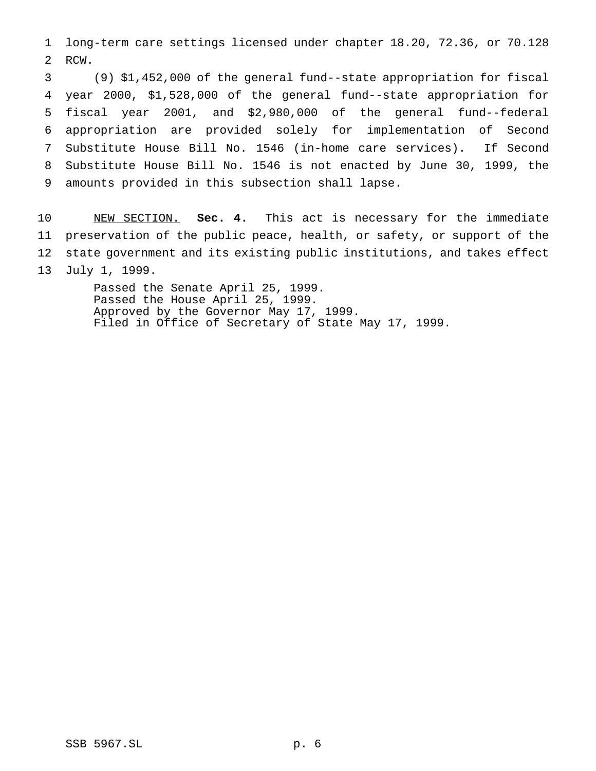long-term care settings licensed under chapter 18.20, 72.36, or 70.128 RCW.

(9) $1,452,000 of the general fund--state appropriation for fiscal year 2000, $1,528,000 of the general fund--state appropriation for fiscal year 2001, and $2,980,000 of the general fund--federal appropriation are provided solely for implementation of Second Substitute House Bill No. 1546 (in-home care services). If Second Substitute House Bill No. 1546 is not enacted by June 30, 1999, the amounts provided in this subsection shall lapse.

NEW SECTION. **Sec. 4.** This act is necessary for the immediate preservation of the public peace, health, or safety, or support of the state government and its existing public institutions, and takes effect July 1, 1999.

Passed the Senate April 25, 1999.
Passed the House April 25, 1999.
Approved by the Governor May 17, 1999.
Filed in Office of Secretary of State May 17, 1999.